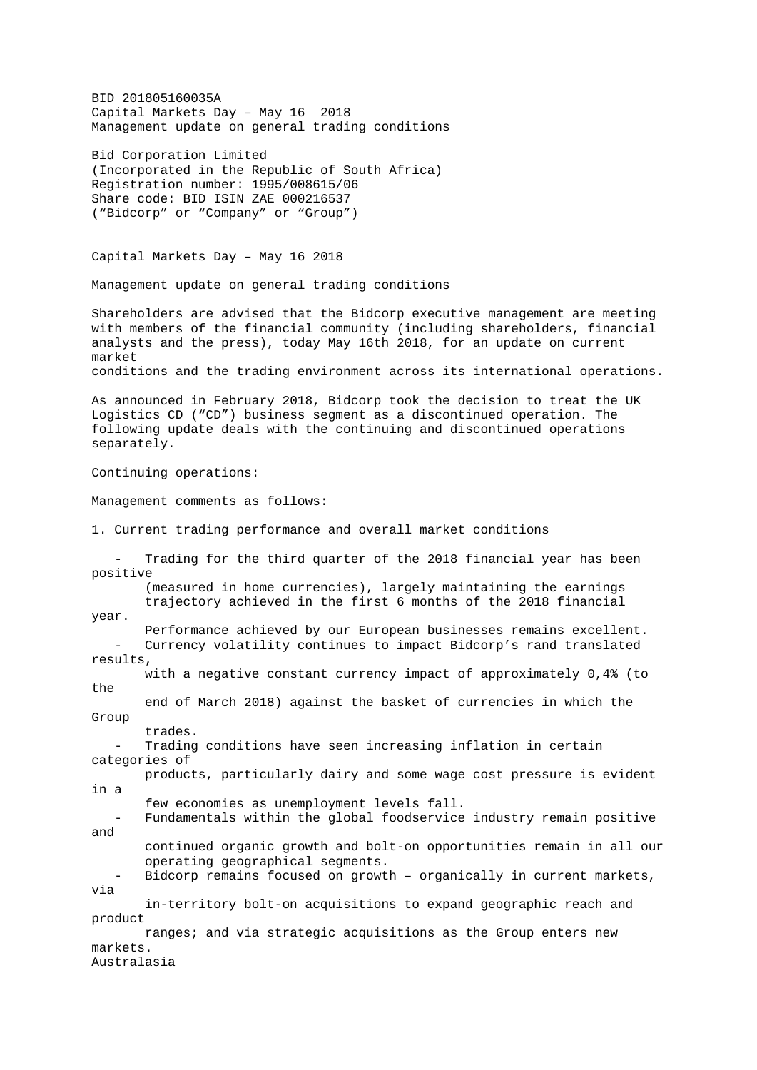BID 201805160035A
Capital Markets Day – May 16 2018
Management update on general trading conditions

Bid Corporation Limited
(Incorporated in the Republic of South Africa)
Registration number: 1995/008615/06
Share code: BID ISIN ZAE 000216537
("Bidcorp" or "Company" or "Group")

Capital Markets Day – May 16 2018

Management update on general trading conditions

Shareholders are advised that the Bidcorp executive management are meeting with members of the financial community (including shareholders, financial analysts and the press), today May 16th 2018, for an update on current market conditions and the trading environment across its international operations.

As announced in February 2018, Bidcorp took the decision to treat the UK Logistics CD ("CD") business segment as a discontinued operation. The following update deals with the continuing and discontinued operations separately.

Continuing operations:

Management comments as follows:

1. Current trading performance and overall market conditions

- Trading for the third quarter of the 2018 financial year has been positive (measured in home currencies), largely maintaining the earnings trajectory achieved in the first 6 months of the 2018 financial year. Performance achieved by our European businesses remains excellent.
- Currency volatility continues to impact Bidcorp's rand translated results, with a negative constant currency impact of approximately 0,4% (to the end of March 2018) against the basket of currencies in which the Group trades.
- Trading conditions have seen increasing inflation in certain categories of products, particularly dairy and some wage cost pressure is evident in a few economies as unemployment levels fall.
- Fundamentals within the global foodservice industry remain positive and continued organic growth and bolt-on opportunities remain in all our operating geographical segments.
- Bidcorp remains focused on growth – organically in current markets, via in-territory bolt-on acquisitions to expand geographic reach and product ranges; and via strategic acquisitions as the Group enters new markets.

Australasia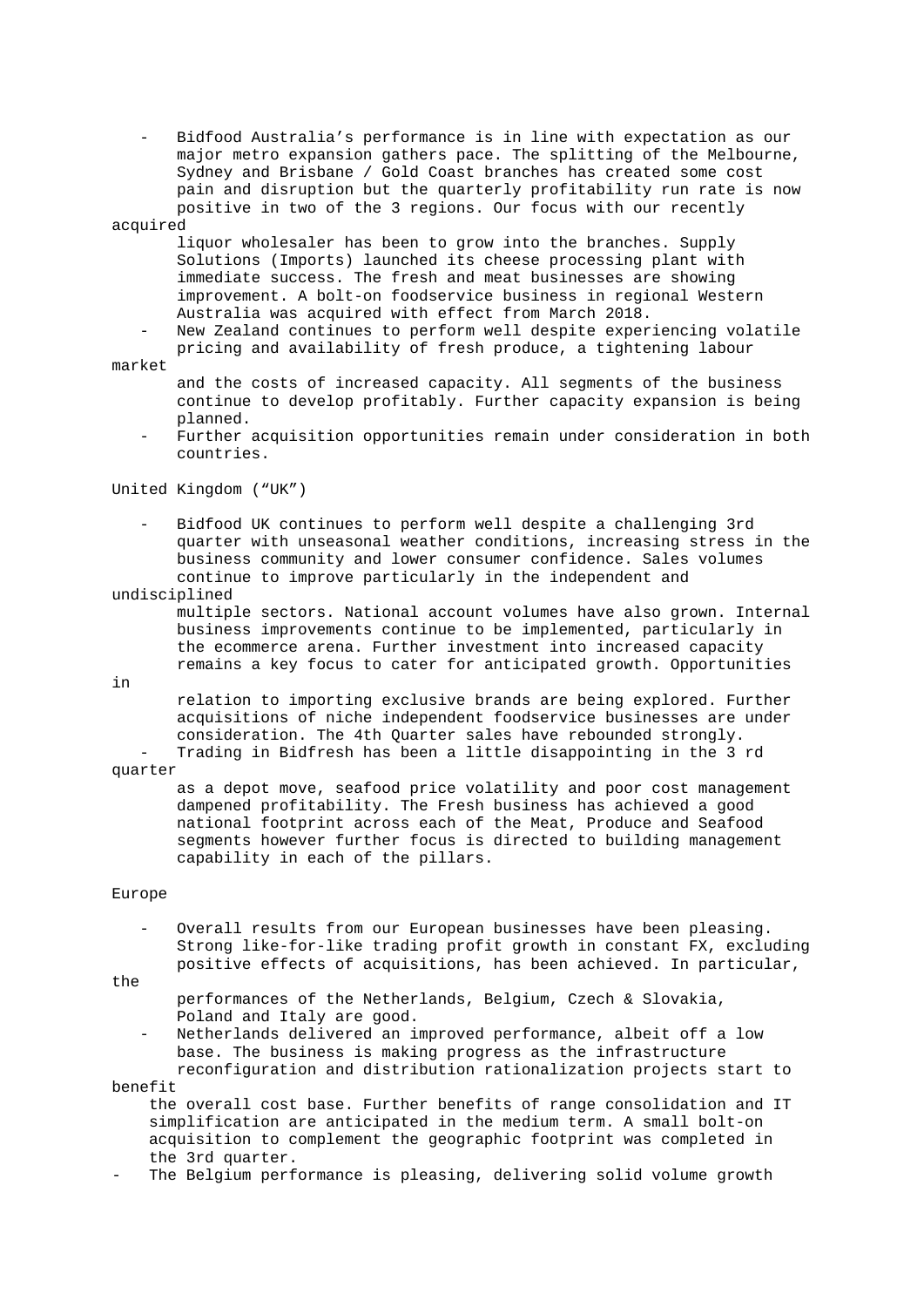- Bidfood Australia's performance is in line with expectation as our major metro expansion gathers pace. The splitting of the Melbourne, Sydney and Brisbane / Gold Coast branches has created some cost pain and disruption but the quarterly profitability run rate is now positive in two of the 3 regions. Our focus with our recently acquired liquor wholesaler has been to grow into the branches. Supply Solutions (Imports) launched its cheese processing plant with immediate success. The fresh and meat businesses are showing improvement. A bolt-on foodservice business in regional Western Australia was acquired with effect from March 2018.
- New Zealand continues to perform well despite experiencing volatile pricing and availability of fresh produce, a tightening labour market and the costs of increased capacity. All segments of the business continue to develop profitably. Further capacity expansion is being planned.
- Further acquisition opportunities remain under consideration in both countries.

United Kingdom ("UK")

- Bidfood UK continues to perform well despite a challenging 3rd quarter with unseasonal weather conditions, increasing stress in the business community and lower consumer confidence. Sales volumes continue to improve particularly in the independent and undisciplined multiple sectors. National account volumes have also grown. Internal business improvements continue to be implemented, particularly in the ecommerce arena. Further investment into increased capacity remains a key focus to cater for anticipated growth. Opportunities in relation to importing exclusive brands are being explored. Further acquisitions of niche independent foodservice businesses are under consideration. The 4th Quarter sales have rebounded strongly.
- Trading in Bidfresh has been a little disappointing in the 3 rd quarter as a depot move, seafood price volatility and poor cost management dampened profitability. The Fresh business has achieved a good national footprint across each of the Meat, Produce and Seafood segments however further focus is directed to building management capability in each of the pillars.

Europe

- Overall results from our European businesses have been pleasing. Strong like-for-like trading profit growth in constant FX, excluding positive effects of acquisitions, has been achieved. In particular, the performances of the Netherlands, Belgium, Czech & Slovakia, Poland and Italy are good.
- Netherlands delivered an improved performance, albeit off a low base. The business is making progress as the infrastructure reconfiguration and distribution rationalization projects start to benefit the overall cost base. Further benefits of range consolidation and IT simplification are anticipated in the medium term. A small bolt-on acquisition to complement the geographic footprint was completed in the 3rd quarter.
- The Belgium performance is pleasing, delivering solid volume growth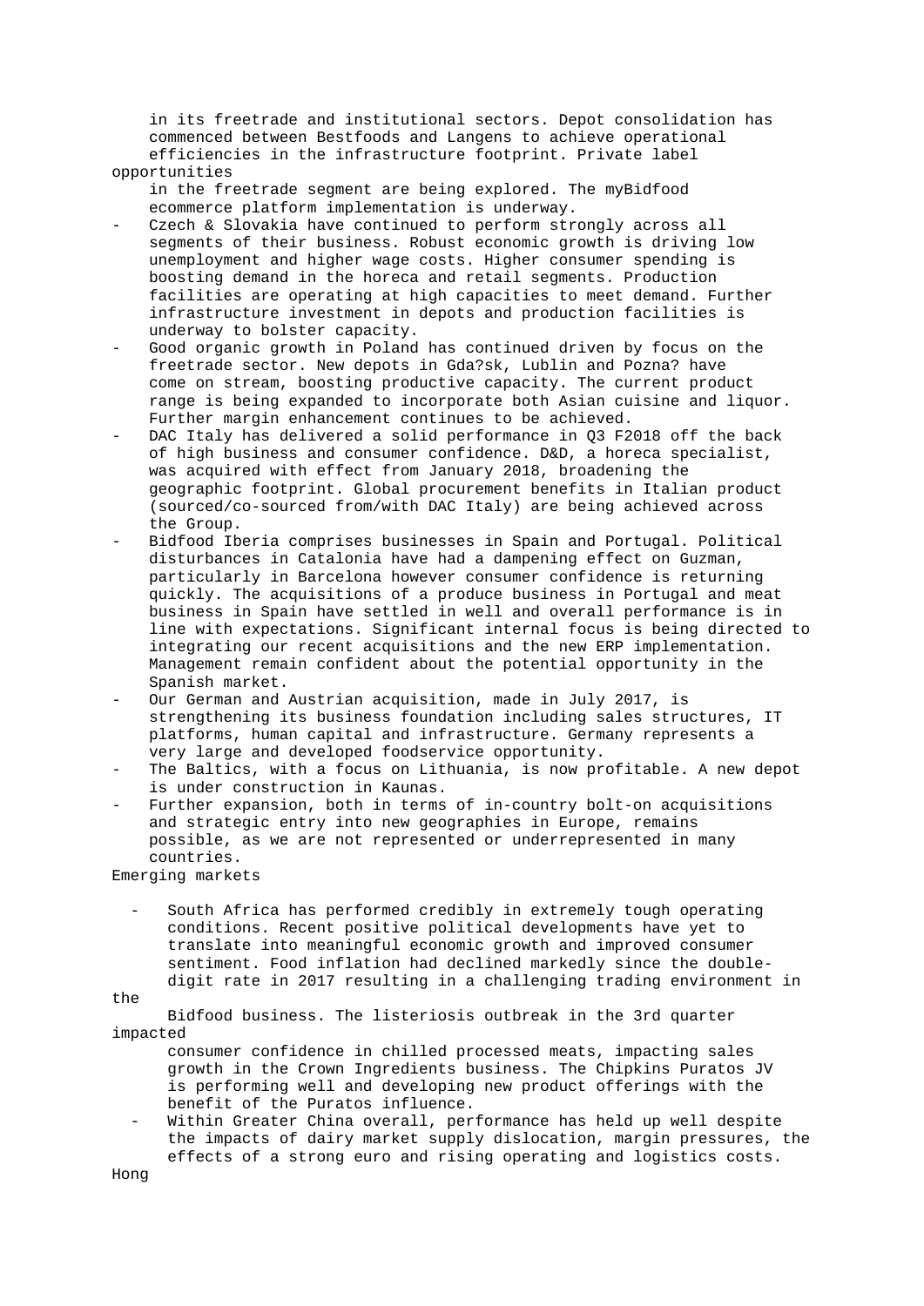in its freetrade and institutional sectors. Depot consolidation has commenced between Bestfoods and Langens to achieve operational efficiencies in the infrastructure footprint. Private label opportunities in the freetrade segment are being explored. The myBidfood ecommerce platform implementation is underway.

- Czech & Slovakia have continued to perform strongly across all segments of their business. Robust economic growth is driving low unemployment and higher wage costs. Higher consumer spending is boosting demand in the horeca and retail segments. Production facilities are operating at high capacities to meet demand. Further infrastructure investment in depots and production facilities is underway to bolster capacity.
- Good organic growth in Poland has continued driven by focus on the freetrade sector. New depots in Gda?sk, Lublin and Pozna? have come on stream, boosting productive capacity. The current product range is being expanded to incorporate both Asian cuisine and liquor. Further margin enhancement continues to be achieved.
- DAC Italy has delivered a solid performance in Q3 F2018 off the back of high business and consumer confidence. D&D, a horeca specialist, was acquired with effect from January 2018, broadening the geographic footprint. Global procurement benefits in Italian product (sourced/co-sourced from/with DAC Italy) are being achieved across the Group.
- Bidfood Iberia comprises businesses in Spain and Portugal. Political disturbances in Catalonia have had a dampening effect on Guzman, particularly in Barcelona however consumer confidence is returning quickly. The acquisitions of a produce business in Portugal and meat business in Spain have settled in well and overall performance is in line with expectations. Significant internal focus is being directed to integrating our recent acquisitions and the new ERP implementation. Management remain confident about the potential opportunity in the Spanish market.
- Our German and Austrian acquisition, made in July 2017, is strengthening its business foundation including sales structures, IT platforms, human capital and infrastructure. Germany represents a very large and developed foodservice opportunity.
- The Baltics, with a focus on Lithuania, is now profitable. A new depot is under construction in Kaunas.
- Further expansion, both in terms of in-country bolt-on acquisitions and strategic entry into new geographies in Europe, remains possible, as we are not represented or underrepresented in many countries.

Emerging markets

- South Africa has performed credibly in extremely tough operating conditions. Recent positive political developments have yet to translate into meaningful economic growth and improved consumer sentiment. Food inflation had declined markedly since the double-digit rate in 2017 resulting in a challenging trading environment in the Bidfood business. The listeriosis outbreak in the 3rd quarter impacted consumer confidence in chilled processed meats, impacting sales growth in the Crown Ingredients business. The Chipkins Puratos JV is performing well and developing new product offerings with the benefit of the Puratos influence.
- Within Greater China overall, performance has held up well despite the impacts of dairy market supply dislocation, margin pressures, the effects of a strong euro and rising operating and logistics costs. Hong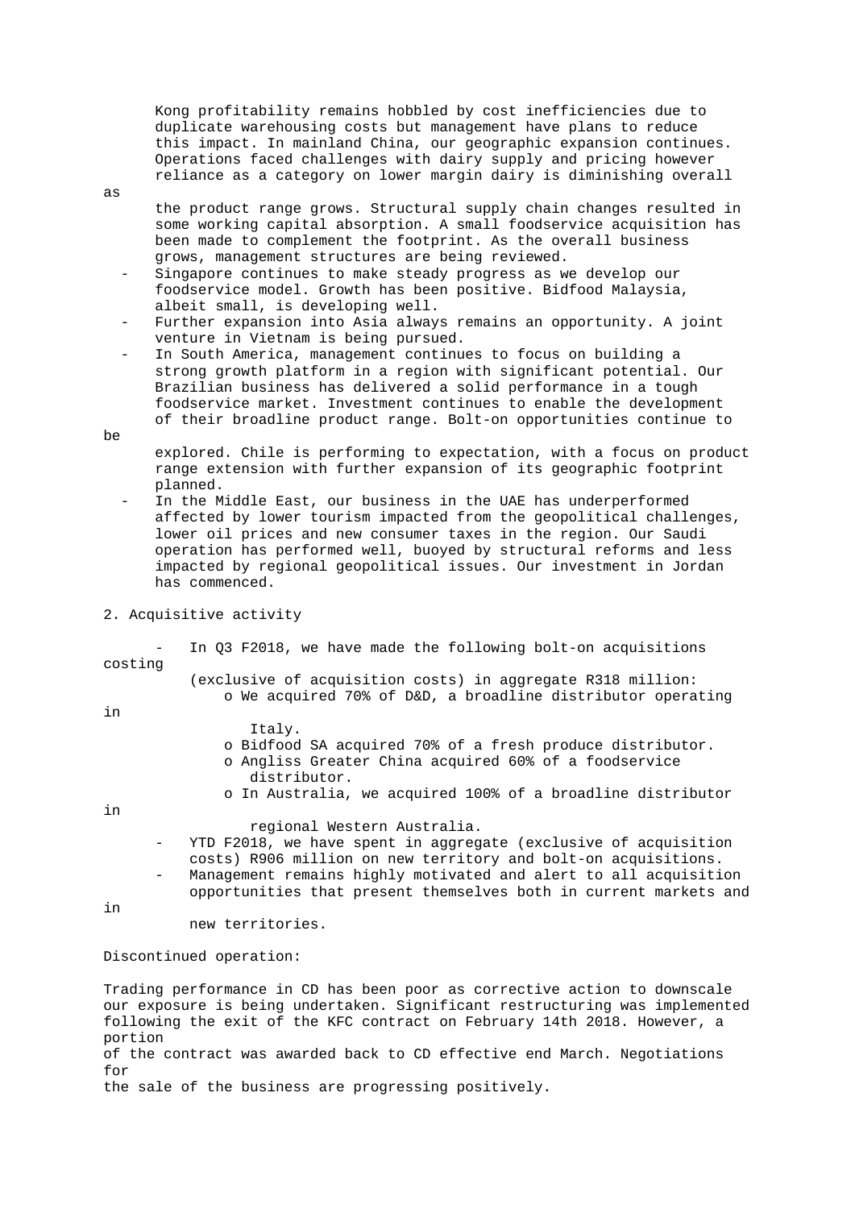Kong profitability remains hobbled by cost inefficiencies due to duplicate warehousing costs but management have plans to reduce this impact. In mainland China, our geographic expansion continues. Operations faced challenges with dairy supply and pricing however reliance as a category on lower margin dairy is diminishing overall as the product range grows. Structural supply chain changes resulted in some working capital absorption. A small foodservice acquisition has been made to complement the footprint. As the overall business grows, management structures are being reviewed.

- Singapore continues to make steady progress as we develop our foodservice model. Growth has been positive. Bidfood Malaysia, albeit small, is developing well.
- Further expansion into Asia always remains an opportunity. A joint venture in Vietnam is being pursued.
- In South America, management continues to focus on building a strong growth platform in a region with significant potential. Our Brazilian business has delivered a solid performance in a tough foodservice market. Investment continues to enable the development of their broadline product range. Bolt-on opportunities continue to be explored. Chile is performing to expectation, with a focus on product range extension with further expansion of its geographic footprint planned.
- In the Middle East, our business in the UAE has underperformed affected by lower tourism impacted from the geopolitical challenges, lower oil prices and new consumer taxes in the region. Our Saudi operation has performed well, buoyed by structural reforms and less impacted by regional geopolitical issues. Our investment in Jordan has commenced.

2. Acquisitive activity

- In Q3 F2018, we have made the following bolt-on acquisitions costing (exclusive of acquisition costs) in aggregate R318 million:
  - We acquired 70% of D&D, a broadline distributor operating in Italy.
  - Bidfood SA acquired 70% of a fresh produce distributor.
  - Angliss Greater China acquired 60% of a foodservice distributor.
  - In Australia, we acquired 100% of a broadline distributor in regional Western Australia.
- YTD F2018, we have spent in aggregate (exclusive of acquisition costs) R906 million on new territory and bolt-on acquisitions.
- Management remains highly motivated and alert to all acquisition opportunities that present themselves both in current markets and in new territories.

Discontinued operation:

Trading performance in CD has been poor as corrective action to downscale our exposure is being undertaken. Significant restructuring was implemented following the exit of the KFC contract on February 14th 2018. However, a portion of the contract was awarded back to CD effective end March. Negotiations for the sale of the business are progressing positively.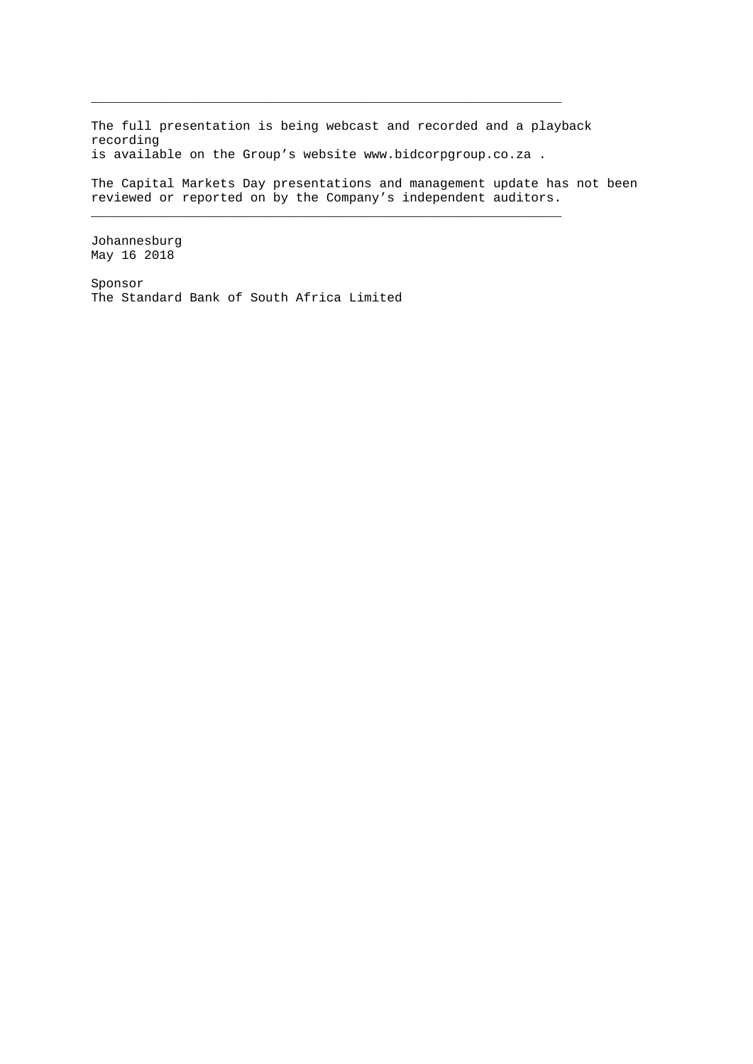---

The full presentation is being webcast and recorded and a playback recording
is available on the Group's website www.bidcorpgroup.co.za .

The Capital Markets Day presentations and management update has not been reviewed or reported on by the Company's independent auditors.

---

Johannesburg
May 16 2018

Sponsor
The Standard Bank of South Africa Limited